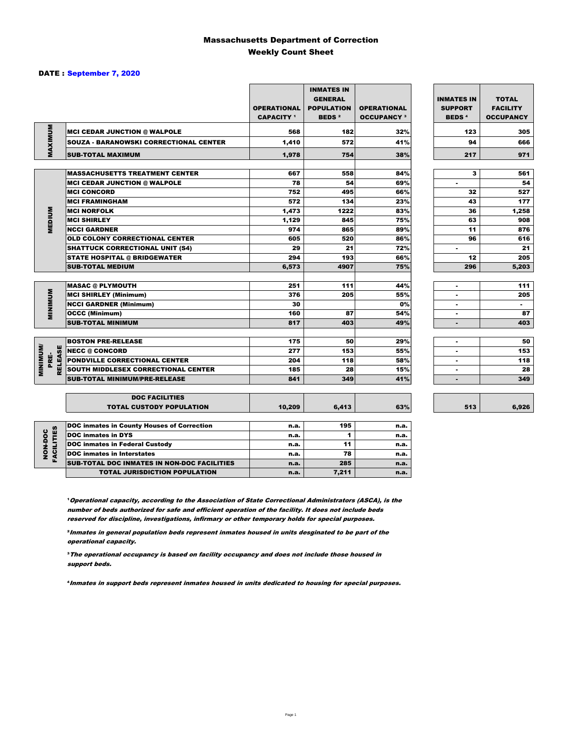# Massachusetts Department of Correction
## Weekly Count Sheet

**DATE : September 7, 2020**

| | | OPERATIONAL CAPACITY [1] | INMATES IN GENERAL POPULATION BEDS [2] | OPERATIONAL OCCUPANCY [3] | INMATES IN SUPPORT BEDS [4] | TOTAL FACILITY OCCUPANCY |
|---|---|---|---|---|---|---|
| MAXIMUM | MCI CEDAR JUNCTION @ WALPOLE | 568 | 182 | 32% | 123 | 305 |
| | SOUZA - BARANOWSKI CORRECTIONAL CENTER | 1,410 | 572 | 41% | 94 | 666 |
| | SUB-TOTAL MAXIMUM | 1,978 | 754 | 38% | 217 | 971 |
| MEDIUM | MASSACHUSETTS TREATMENT CENTER | 667 | 558 | 84% | 3 | 561 |
| | MCI CEDAR JUNCTION @ WALPOLE | 78 | 54 | 69% | - | 54 |
| | MCI CONCORD | 752 | 495 | 66% | 32 | 527 |
| | MCI FRAMINGHAM | 572 | 134 | 23% | 43 | 177 |
| | MCI NORFOLK | 1,473 | 1222 | 83% | 36 | 1,258 |
| | MCI SHIRLEY | 1,129 | 845 | 75% | 63 | 908 |
| | NCCI GARDNER | 974 | 865 | 89% | 11 | 876 |
| | OLD COLONY CORRECTIONAL CENTER | 605 | 520 | 86% | 96 | 616 |
| | SHATTUCK CORRECTIONAL UNIT (S4) | 29 | 21 | 72% | - | 21 |
| | STATE HOSPITAL @ BRIDGEWATER | 294 | 193 | 66% | 12 | 205 |
| | SUB-TOTAL MEDIUM | 6,573 | 4907 | 75% | 296 | 5,203 |
| MINIMUM | MASAC @ PLYMOUTH | 251 | 111 | 44% | - | 111 |
| | MCI SHIRLEY (Minimum) | 376 | 205 | 55% | - | 205 |
| | NCCI GARDNER (Minimum) | 30 | | 0% | - | - |
| | OCCC (Minimum) | 160 | 87 | 54% | - | 87 |
| | SUB-TOTAL MINIMUM | 817 | 403 | 49% | - | 403 |
| MINIMUM/ PRE-RELEASE | BOSTON PRE-RELEASE | 175 | 50 | 29% | - | 50 |
| | NECC @ CONCORD | 277 | 153 | 55% | - | 153 |
| | PONDVILLE CORRECTIONAL CENTER | 204 | 118 | 58% | - | 118 |
| | SOUTH MIDDLESEX CORRECTIONAL CENTER | 185 | 28 | 15% | - | 28 |
| | SUB-TOTAL MINIMUM/PRE-RELEASE | 841 | 349 | 41% | - | 349 |
| | DOC FACILITIES TOTAL CUSTODY POPULATION | 10,209 | 6,413 | 63% | 513 | 6,926 |
| NON-DOC FACILITIES | DOC inmates in County Houses of Correction | n.a. | 195 | n.a. | | |
| | DOC inmates in DYS | n.a. | 1 | n.a. | | |
| | DOC inmates in Federal Custody | n.a. | 11 | n.a. | | |
| | DOC inmates in Interstates | n.a. | 78 | n.a. | | |
| | SUB-TOTAL DOC INMATES IN NON-DOC FACILITIES | n.a. | 285 | n.a. | | |
| | TOTAL JURISDICTION POPULATION | n.a. | 7,211 | n.a. | | |

[1] *Operational capacity, according to the Association of State Correctional Administrators (ASCA), is the number of beds authorized for safe and efficient operation of the facility. It does not include beds reserved for discipline, investigations, infirmary or other temporary holds for special purposes.*

[2] *Inmates in general population beds represent inmates housed in units desginated to be part of the operational capacity.*

[3] *The operational occupancy is based on facility occupancy and does not include those housed in support beds.*

[4] *Inmates in support beds represent inmates housed in units dedicated to housing for special purposes.*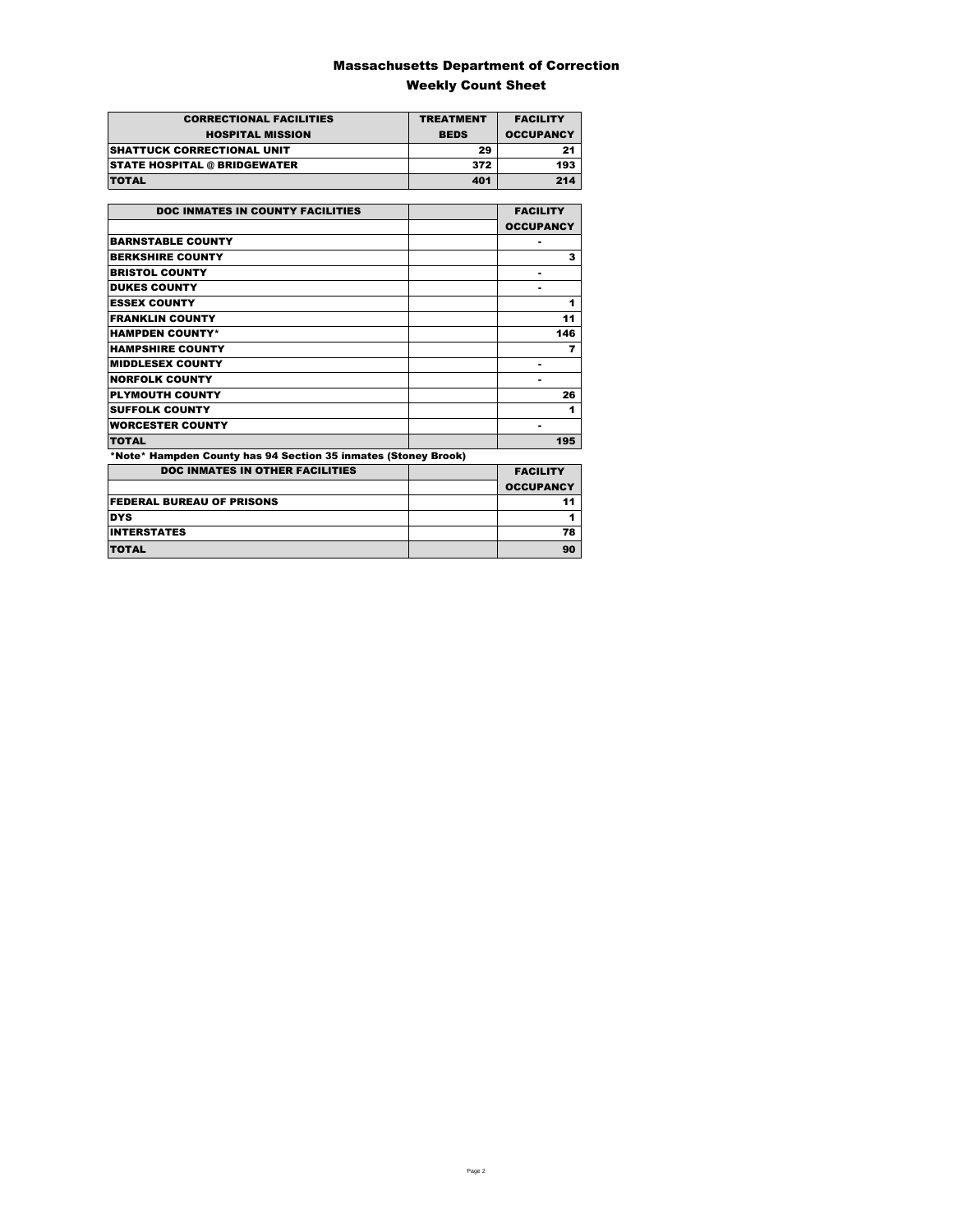# Massachusetts Department of Correction
## Weekly Count Sheet

| CORRECTIONAL FACILITIES<br>HOSPITAL MISSION | TREATMENT<br>BEDS | FACILITY<br>OCCUPANCY |
|---|---|---|
| SHATTUCK CORRECTIONAL UNIT | 29 | 21 |
| STATE HOSPITAL @ BRIDGEWATER | 372 | 193 |
| TOTAL | 401 | 214 |

| DOC INMATES IN COUNTY FACILITIES | | FACILITY<br>OCCUPANCY |
|---|---|---|
| BARNSTABLE COUNTY | | - |
| BERKSHIRE COUNTY | | 3 |
| BRISTOL COUNTY | | - |
| DUKES COUNTY | | - |
| ESSEX COUNTY | | 1 |
| FRANKLIN COUNTY | | 11 |
| HAMPDEN COUNTY* | | 146 |
| HAMPSHIRE COUNTY | | 7 |
| MIDDLESEX COUNTY | | - |
| NORFOLK COUNTY | | - |
| PLYMOUTH COUNTY | | 26 |
| SUFFOLK COUNTY | | 1 |
| WORCESTER COUNTY | | - |
| TOTAL | | 195 |

*Note* Hampden County has 94 Section 35 inmates (Stoney Brook)

| DOC INMATES IN OTHER FACILITIES | | FACILITY<br>OCCUPANCY |
|---|---|---|
| FEDERAL BUREAU OF PRISONS | | 11 |
| DYS | | 1 |
| INTERSTATES | | 78 |
| TOTAL | | 90 |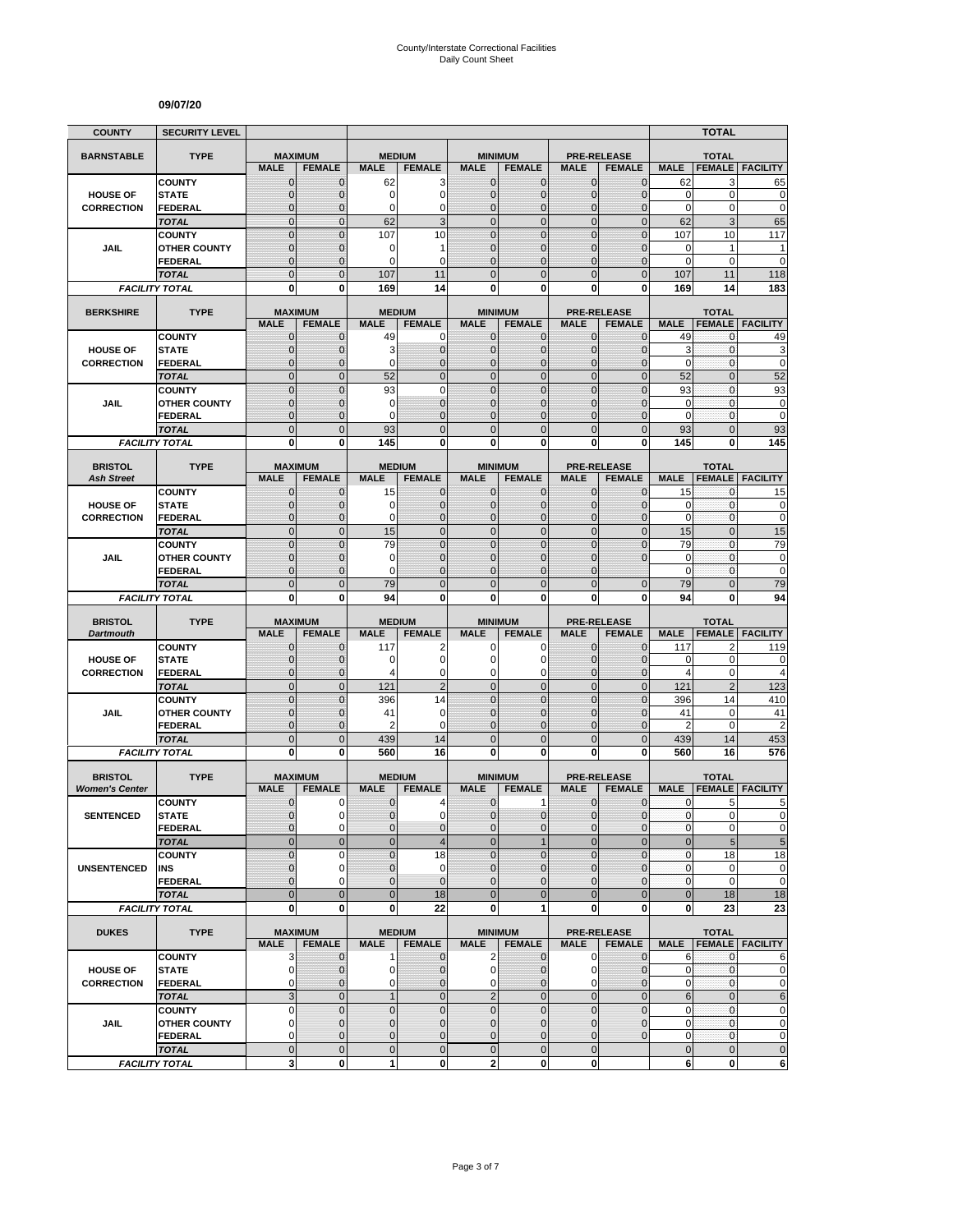# County/Interstate Correctional Facilities
## Daily Count Sheet

**09/07/20**

| COUNTY | SECURITY LEVEL | | | | | | | | | | TOTAL | |
|---|---|---|---|---|---|---|---|---|---|---|---|---|
| **BARNSTABLE** | **TYPE** | **MAXIMUM** | | **MEDIUM** | | **MINIMUM** | | **PRE-RELEASE** | | **TOTAL** | | |
| | | **MALE** | **FEMALE** | **MALE** | **FEMALE** | **MALE** | **FEMALE** | **MALE** | **FEMALE** | **MALE** | **FEMALE** | **FACILITY** |
| **HOUSE OF CORRECTION** | COUNTY | 0 | 0 | 62 | 3 | 0 | 0 | 0 | 0 | 62 | 3 | 65 |
| | STATE | 0 | 0 | 0 | 0 | 0 | 0 | 0 | 0 | 0 | 0 | 0 |
| | FEDERAL | 0 | 0 | 0 | 0 | 0 | 0 | 0 | 0 | 0 | 0 | 0 |
| | *TOTAL* | 0 | 0 | 62 | 3 | 0 | 0 | 0 | 0 | 62 | 3 | 65 |
| **JAIL** | COUNTY | 0 | 0 | 107 | 10 | 0 | 0 | 0 | 0 | 107 | 10 | 117 |
| | OTHER COUNTY | 0 | 0 | 0 | 1 | 0 | 0 | 0 | 0 | 0 | 1 | 1 |
| | FEDERAL | 0 | 0 | 0 | 0 | 0 | 0 | 0 | 0 | 0 | 0 | 0 |
| | *TOTAL* | 0 | 0 | 107 | 11 | 0 | 0 | 0 | 0 | 107 | 11 | 118 |
| *FACILITY TOTAL* | | **0** | **0** | **169** | **14** | **0** | **0** | **0** | **0** | **169** | **14** | **183** |
| **BERKSHIRE** | **TYPE** | **MAXIMUM** | | **MEDIUM** | | **MINIMUM** | | **PRE-RELEASE** | | **TOTAL** | | |
| | | **MALE** | **FEMALE** | **MALE** | **FEMALE** | **MALE** | **FEMALE** | **MALE** | **FEMALE** | **MALE** | **FEMALE** | **FACILITY** |
| **HOUSE OF CORRECTION** | COUNTY | 0 | 0 | 49 | 0 | 0 | 0 | 0 | 0 | 49 | 0 | 49 |
| | STATE | 0 | 0 | 3 | 0 | 0 | 0 | 0 | 0 | 3 | 0 | 3 |
| | FEDERAL | 0 | 0 | 0 | 0 | 0 | 0 | 0 | 0 | 0 | 0 | 0 |
| | *TOTAL* | 0 | 0 | 52 | 0 | 0 | 0 | 0 | 0 | 52 | 0 | 52 |
| **JAIL** | COUNTY | 0 | 0 | 93 | 0 | 0 | 0 | 0 | 0 | 93 | 0 | 93 |
| | OTHER COUNTY | 0 | 0 | 0 | 0 | 0 | 0 | 0 | 0 | 0 | 0 | 0 |
| | FEDERAL | 0 | 0 | 0 | 0 | 0 | 0 | 0 | 0 | 0 | 0 | 0 |
| | *TOTAL* | 0 | 0 | 93 | 0 | 0 | 0 | 0 | 0 | 93 | 0 | 93 |
| *FACILITY TOTAL* | | **0** | **0** | **145** | **0** | **0** | **0** | **0** | **0** | **145** | **0** | **145** |
| **BRISTOL** *Ash Street* | **TYPE** | **MAXIMUM** | | **MEDIUM** | | **MINIMUM** | | **PRE-RELEASE** | | **TOTAL** | | |
| | | **MALE** | **FEMALE** | **MALE** | **FEMALE** | **MALE** | **FEMALE** | **MALE** | **FEMALE** | **MALE** | **FEMALE** | **FACILITY** |
| **HOUSE OF CORRECTION** | COUNTY | 0 | 0 | 15 | 0 | 0 | 0 | 0 | 0 | 15 | 0 | 15 |
| | STATE | 0 | 0 | 0 | 0 | 0 | 0 | 0 | 0 | 0 | 0 | 0 |
| | FEDERAL | 0 | 0 | 0 | 0 | 0 | 0 | 0 | 0 | 0 | 0 | 0 |
| | *TOTAL* | 0 | 0 | 15 | 0 | 0 | 0 | 0 | 0 | 15 | 0 | 15 |
| **JAIL** | COUNTY | 0 | 0 | 79 | 0 | 0 | 0 | 0 | 0 | 79 | 0 | 79 |
| | OTHER COUNTY | 0 | 0 | 0 | 0 | 0 | 0 | 0 | 0 | 0 | 0 | 0 |
| | FEDERAL | 0 | 0 | 0 | 0 | 0 | 0 | 0 | | 0 | 0 | 0 |
| | *TOTAL* | 0 | 0 | 79 | 0 | 0 | 0 | 0 | 0 | 79 | 0 | 79 |
| *FACILITY TOTAL* | | **0** | **0** | **94** | **0** | **0** | **0** | **0** | **0** | **94** | **0** | **94** |
| **BRISTOL** *Dartmouth* | **TYPE** | **MAXIMUM** | | **MEDIUM** | | **MINIMUM** | | **PRE-RELEASE** | | **TOTAL** | | |
| | | **MALE** | **FEMALE** | **MALE** | **FEMALE** | **MALE** | **FEMALE** | **MALE** | **FEMALE** | **MALE** | **FEMALE** | **FACILITY** |
| **HOUSE OF CORRECTION** | COUNTY | 0 | 0 | 117 | 2 | 0 | 0 | 0 | 0 | 117 | 2 | 119 |
| | STATE | 0 | 0 | 0 | 0 | 0 | 0 | 0 | 0 | 0 | 0 | 0 |
| | FEDERAL | 0 | 0 | 4 | 0 | 0 | 0 | 0 | 0 | 4 | 0 | 4 |
| | *TOTAL* | 0 | 0 | 121 | 2 | 0 | 0 | 0 | 0 | 121 | 2 | 123 |
| **JAIL** | COUNTY | 0 | 0 | 396 | 14 | 0 | 0 | 0 | 0 | 396 | 14 | 410 |
| | OTHER COUNTY | 0 | 0 | 41 | 0 | 0 | 0 | 0 | 0 | 41 | 0 | 41 |
| | FEDERAL | 0 | 0 | 2 | 0 | 0 | 0 | 0 | 0 | 2 | 0 | 2 |
| | *TOTAL* | 0 | 0 | 439 | 14 | 0 | 0 | 0 | 0 | 439 | 14 | 453 |
| *FACILITY TOTAL* | | **0** | **0** | **560** | **16** | **0** | **0** | **0** | **0** | **560** | **16** | **576** |
| **BRISTOL** *Women's Center* | **TYPE** | **MAXIMUM** | | **MEDIUM** | | **MINIMUM** | | **PRE-RELEASE** | | **TOTAL** | | |
| | | **MALE** | **FEMALE** | **MALE** | **FEMALE** | **MALE** | **FEMALE** | **MALE** | **FEMALE** | **MALE** | **FEMALE** | **FACILITY** |
| **SENTENCED** | COUNTY | 0 | 0 | 0 | 4 | 0 | 1 | 0 | 0 | 0 | 5 | 5 |
| | STATE | 0 | 0 | 0 | 0 | 0 | 0 | 0 | 0 | 0 | 0 | 0 |
| | FEDERAL | 0 | 0 | 0 | 0 | 0 | 0 | 0 | 0 | 0 | 0 | 0 |
| | *TOTAL* | 0 | 0 | 0 | 4 | 0 | 1 | 0 | 0 | 0 | 5 | 5 |
| **UNSENTENCED** | COUNTY | 0 | 0 | 0 | 18 | 0 | 0 | 0 | 0 | 0 | 18 | 18 |
| | INS | 0 | 0 | 0 | 0 | 0 | 0 | 0 | 0 | 0 | 0 | 0 |
| | FEDERAL | 0 | 0 | 0 | 0 | 0 | 0 | 0 | 0 | 0 | 0 | 0 |
| | *TOTAL* | 0 | 0 | 0 | 18 | 0 | 0 | 0 | 0 | 0 | 18 | 18 |
| *FACILITY TOTAL* | | **0** | **0** | **0** | **22** | **0** | **1** | **0** | **0** | **0** | **23** | **23** |
| **DUKES** | **TYPE** | **MAXIMUM** | | **MEDIUM** | | **MINIMUM** | | **PRE-RELEASE** | | **TOTAL** | | |
| | | **MALE** | **FEMALE** | **MALE** | **FEMALE** | **MALE** | **FEMALE** | **MALE** | **FEMALE** | **MALE** | **FEMALE** | **FACILITY** |
| **HOUSE OF CORRECTION** | COUNTY | 3 | 0 | 1 | 0 | 2 | 0 | 0 | 0 | 6 | 0 | 6 |
| | STATE | 0 | 0 | 0 | 0 | 0 | 0 | 0 | 0 | 0 | 0 | 0 |
| | FEDERAL | 0 | 0 | 0 | 0 | 0 | 0 | 0 | 0 | 0 | 0 | 0 |
| | *TOTAL* | 3 | 0 | 1 | 0 | 2 | 0 | 0 | 0 | 6 | 0 | 6 |
| **JAIL** | COUNTY | 0 | 0 | 0 | 0 | 0 | 0 | 0 | 0 | 0 | 0 | 0 |
| | OTHER COUNTY | 0 | 0 | 0 | 0 | 0 | 0 | 0 | 0 | 0 | 0 | 0 |
| | FEDERAL | 0 | 0 | 0 | 0 | 0 | 0 | 0 | 0 | 0 | 0 | 0 |
| | *TOTAL* | 0 | 0 | 0 | 0 | 0 | 0 | 0 | | 0 | 0 | 0 |
| *FACILITY TOTAL* | | **3** | **0** | **1** | **0** | **2** | **0** | **0** | | **6** | **0** | **6** |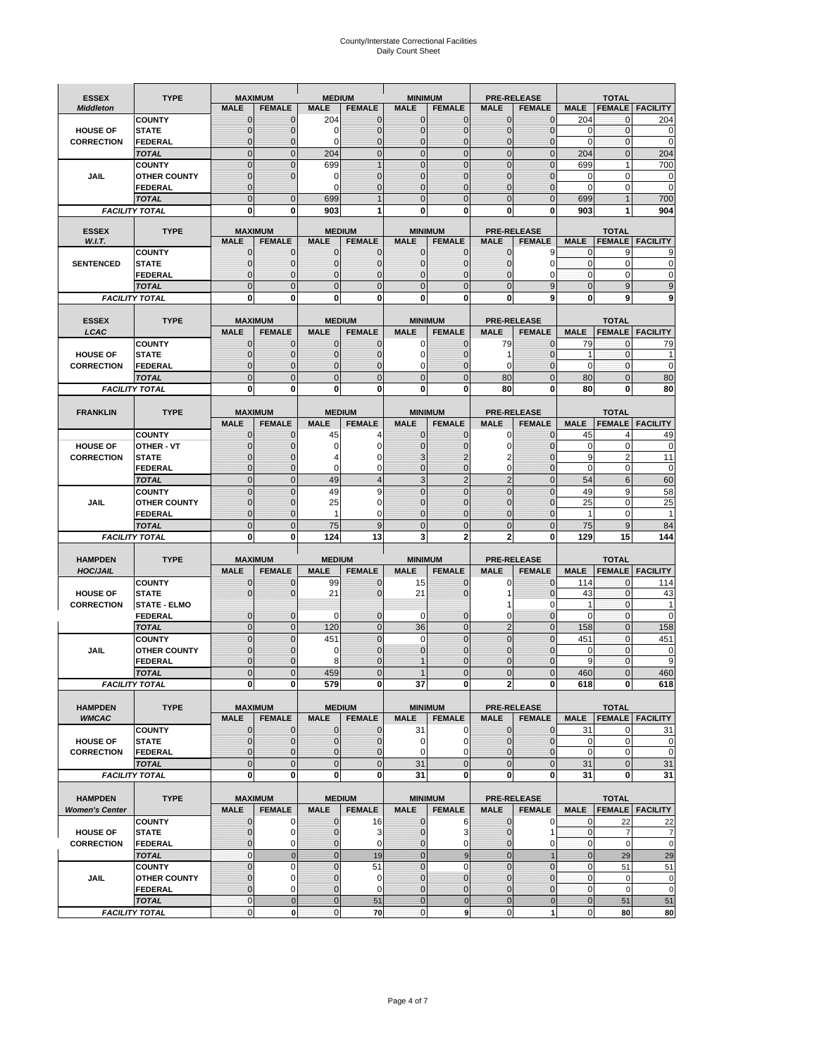# County/Interstate Correctional Facilities
## Daily Count Sheet

| ESSEX | TYPE | MAXIMUM | | MEDIUM | | MINIMUM | | PRE-RELEASE | | TOTAL | | |
|---|---|---|---|---|---|---|---|---|---|---|---|---|
| *Middleton* | | MALE | FEMALE | MALE | FEMALE | MALE | FEMALE | MALE | FEMALE | MALE | FEMALE | FACILITY |
| HOUSE OF CORRECTION | COUNTY | 0 | 0 | 204 | 0 | 0 | 0 | 0 | 0 | 204 | 0 | 204 |
| | STATE | 0 | 0 | 0 | 0 | 0 | 0 | 0 | 0 | 0 | 0 | 0 |
| | FEDERAL | 0 | 0 | 0 | 0 | 0 | 0 | 0 | 0 | 0 | 0 | 0 |
| | *TOTAL* | 0 | 0 | 204 | 0 | 0 | 0 | 0 | 0 | 204 | 0 | 204 |
| JAIL | COUNTY | 0 | 0 | 699 | 1 | 0 | 0 | 0 | 0 | 699 | 1 | 700 |
| | OTHER COUNTY | 0 | 0 | 0 | 0 | 0 | 0 | 0 | 0 | 0 | 0 | 0 |
| | FEDERAL | 0 | | 0 | 0 | 0 | 0 | 0 | 0 | 0 | 0 | 0 |
| | *TOTAL* | 0 | 0 | 699 | 1 | 0 | 0 | 0 | 0 | 699 | 1 | 700 |
| *FACILITY TOTAL* | | **0** | **0** | **903** | **1** | **0** | **0** | **0** | **0** | **903** | **1** | **904** |

| ESSEX | TYPE | MAXIMUM | | MEDIUM | | MINIMUM | | PRE-RELEASE | | TOTAL | | |
|---|---|---|---|---|---|---|---|---|---|---|---|---|
| *W.I.T.* | | MALE | FEMALE | MALE | FEMALE | MALE | FEMALE | MALE | FEMALE | MALE | FEMALE | FACILITY |
| SENTENCED | COUNTY | 0 | 0 | 0 | 0 | 0 | 0 | 0 | 9 | 0 | 9 | 9 |
| | STATE | 0 | 0 | 0 | 0 | 0 | 0 | 0 | 0 | 0 | 0 | 0 |
| | FEDERAL | 0 | 0 | 0 | 0 | 0 | 0 | 0 | 0 | 0 | 0 | 0 |
| | *TOTAL* | 0 | 0 | 0 | 0 | 0 | 0 | 0 | 9 | 0 | 9 | 9 |
| *FACILITY TOTAL* | | **0** | **0** | **0** | **0** | **0** | **0** | **0** | **9** | **0** | **9** | **9** |

| ESSEX | TYPE | MAXIMUM | | MEDIUM | | MINIMUM | | PRE-RELEASE | | TOTAL | | |
|---|---|---|---|---|---|---|---|---|---|---|---|---|
| *LCAC* | | MALE | FEMALE | MALE | FEMALE | MALE | FEMALE | MALE | FEMALE | MALE | FEMALE | FACILITY |
| HOUSE OF CORRECTION | COUNTY | 0 | 0 | 0 | 0 | 0 | 0 | 79 | 0 | 79 | 0 | 79 |
| | STATE | 0 | 0 | 0 | 0 | 0 | 0 | 1 | 0 | 1 | 0 | 1 |
| | FEDERAL | 0 | 0 | 0 | 0 | 0 | 0 | 0 | 0 | 0 | 0 | 0 |
| | *TOTAL* | 0 | 0 | 0 | 0 | 0 | 0 | 80 | 0 | 80 | 0 | 80 |
| *FACILITY TOTAL* | | **0** | **0** | **0** | **0** | **0** | **0** | **80** | **0** | **80** | **0** | **80** |

| FRANKLIN | TYPE | MAXIMUM | | MEDIUM | | MINIMUM | | PRE-RELEASE | | TOTAL | | |
|---|---|---|---|---|---|---|---|---|---|---|---|---|
| | | MALE | FEMALE | MALE | FEMALE | MALE | FEMALE | MALE | FEMALE | MALE | FEMALE | FACILITY |
| HOUSE OF CORRECTION | COUNTY | 0 | 0 | 45 | 4 | 0 | 0 | 0 | 0 | 45 | 4 | 49 |
| | OTHER - VT | 0 | 0 | 0 | 0 | 0 | 0 | 0 | 0 | 0 | 0 | 0 |
| | STATE | 0 | 0 | 4 | 0 | 3 | 2 | 2 | 0 | 9 | 2 | 11 |
| | FEDERAL | 0 | 0 | 0 | 0 | 0 | 0 | 0 | 0 | 0 | 0 | 0 |
| | *TOTAL* | 0 | 0 | 49 | 4 | 3 | 2 | 2 | 0 | 54 | 6 | 60 |
| JAIL | COUNTY | 0 | 0 | 49 | 9 | 0 | 0 | 0 | 0 | 49 | 9 | 58 |
| | OTHER COUNTY | 0 | 0 | 25 | 0 | 0 | 0 | 0 | 0 | 25 | 0 | 25 |
| | FEDERAL | 0 | 0 | 1 | 0 | 0 | 0 | 0 | 0 | 1 | 0 | 1 |
| | *TOTAL* | 0 | 0 | 75 | 9 | 0 | 0 | 0 | 0 | 75 | 9 | 84 |
| *FACILITY TOTAL* | | **0** | **0** | **124** | **13** | **3** | **2** | **2** | **0** | **129** | **15** | **144** |

| HAMPDEN | TYPE | MAXIMUM | | MEDIUM | | MINIMUM | | PRE-RELEASE | | TOTAL | | |
|---|---|---|---|---|---|---|---|---|---|---|---|---|
| *HOC/JAIL* | | MALE | FEMALE | MALE | FEMALE | MALE | FEMALE | MALE | FEMALE | MALE | FEMALE | FACILITY |
| HOUSE OF CORRECTION | COUNTY | 0 | 0 | 99 | 0 | 15 | 0 | 0 | 0 | 114 | 0 | 114 |
| | STATE | 0 | 0 | 21 | 0 | 21 | 0 | 1 | 0 | 43 | 0 | 43 |
| | STATE - ELMO | | | | | | | 1 | 0 | 1 | 0 | 1 |
| | FEDERAL | 0 | 0 | 0 | 0 | 0 | 0 | 0 | 0 | 0 | 0 | 0 |
| | *TOTAL* | 0 | 0 | 120 | 0 | 36 | 0 | 2 | 0 | 158 | 0 | 158 |
| JAIL | COUNTY | 0 | 0 | 451 | 0 | 0 | 0 | 0 | 0 | 451 | 0 | 451 |
| | OTHER COUNTY | 0 | 0 | 0 | 0 | 0 | 0 | 0 | 0 | 0 | 0 | 0 |
| | FEDERAL | 0 | 0 | 8 | 0 | 1 | 0 | 0 | 0 | 9 | 0 | 9 |
| | *TOTAL* | 0 | 0 | 459 | 0 | 1 | 0 | 0 | 0 | 460 | 0 | 460 |
| *FACILITY TOTAL* | | **0** | **0** | **579** | **0** | **37** | **0** | **2** | **0** | **618** | **0** | **618** |

| HAMPDEN | TYPE | MAXIMUM | | MEDIUM | | MINIMUM | | PRE-RELEASE | | TOTAL | | |
|---|---|---|---|---|---|---|---|---|---|---|---|---|
| *WMCAC* | | MALE | FEMALE | MALE | FEMALE | MALE | FEMALE | MALE | FEMALE | MALE | FEMALE | FACILITY |
| HOUSE OF CORRECTION | COUNTY | 0 | 0 | 0 | 0 | 31 | 0 | 0 | 0 | 31 | 0 | 31 |
| | STATE | 0 | 0 | 0 | 0 | 0 | 0 | 0 | 0 | 0 | 0 | 0 |
| | FEDERAL | 0 | 0 | 0 | 0 | 0 | 0 | 0 | 0 | 0 | 0 | 0 |
| | *TOTAL* | 0 | 0 | 0 | 0 | 31 | 0 | 0 | 0 | 31 | 0 | 31 |
| *FACILITY TOTAL* | | **0** | **0** | **0** | **0** | **31** | **0** | **0** | **0** | **31** | **0** | **31** |

| HAMPDEN | TYPE | MAXIMUM | | MEDIUM | | MINIMUM | | PRE-RELEASE | | TOTAL | | |
|---|---|---|---|---|---|---|---|---|---|---|---|---|
| *Women's Center* | | MALE | FEMALE | MALE | FEMALE | MALE | FEMALE | MALE | FEMALE | MALE | FEMALE | FACILITY |
| HOUSE OF CORRECTION | COUNTY | 0 | 0 | 0 | 16 | 0 | 6 | 0 | 0 | 0 | 22 | 22 |
| | STATE | 0 | 0 | 0 | 3 | 0 | 3 | 0 | 1 | 0 | 7 | 7 |
| | FEDERAL | 0 | 0 | 0 | 0 | 0 | 0 | 0 | 0 | 0 | 0 | 0 |
| | *TOTAL* | 0 | 0 | 0 | 19 | 0 | 9 | 0 | 1 | 0 | 29 | 29 |
| JAIL | COUNTY | 0 | 0 | 0 | 51 | 0 | 0 | 0 | 0 | 0 | 51 | 51 |
| | OTHER COUNTY | 0 | 0 | 0 | 0 | 0 | 0 | 0 | 0 | 0 | 0 | 0 |
| | FEDERAL | 0 | 0 | 0 | 0 | 0 | 0 | 0 | 0 | 0 | 0 | 0 |
| | *TOTAL* | 0 | 0 | 0 | 51 | 0 | 0 | 0 | 0 | 0 | 51 | 51 |
| *FACILITY TOTAL* | | 0 | **0** | 0 | **70** | 0 | **9** | 0 | **1** | 0 | **80** | **80** |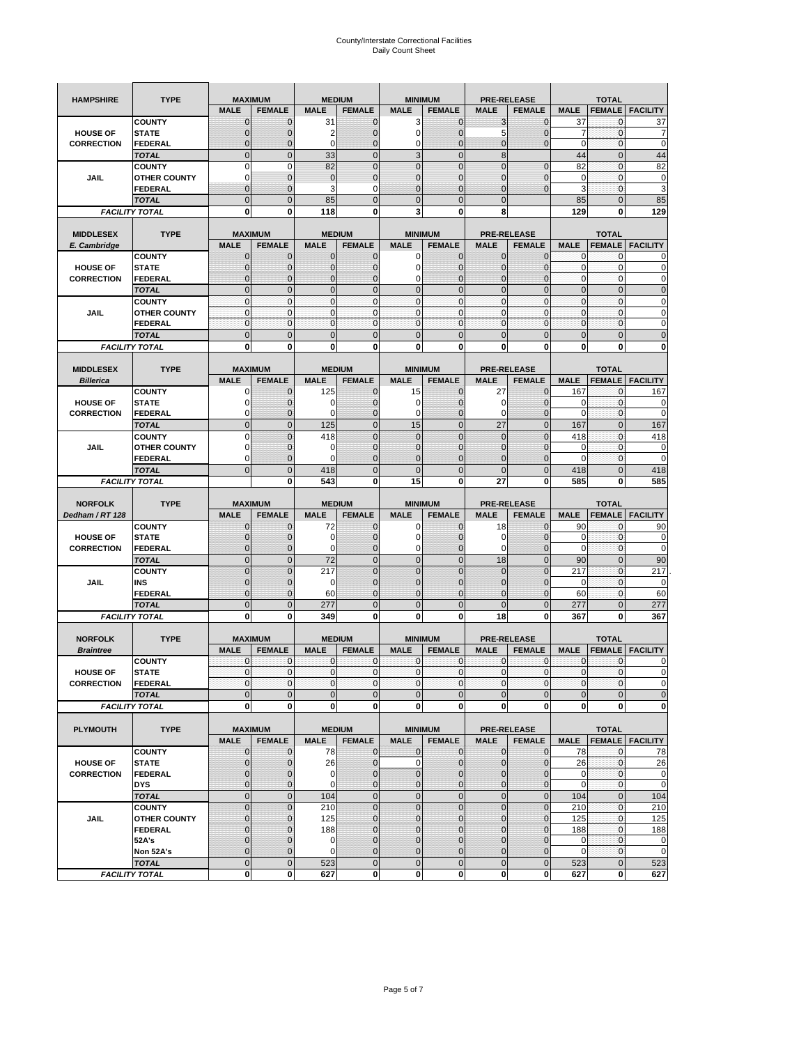# County/Interstate Correctional Facilities
## Daily Count Sheet

| HAMPSHIRE | TYPE | MAXIMUM | | MEDIUM | | MINIMUM | | PRE-RELEASE | | TOTAL | | |
|---|---|---|---|---|---|---|---|---|---|---|---|---|
| | | MALE | FEMALE | MALE | FEMALE | MALE | FEMALE | MALE | FEMALE | MALE | FEMALE | FACILITY |
| HOUSE OF CORRECTION | COUNTY | 0 | 0 | 31 | 0 | 3 | 0 | 3 | 0 | 37 | 0 | 37 |
| | STATE | 0 | 0 | 2 | 0 | 0 | 0 | 5 | 0 | 7 | 0 | 7 |
| | FEDERAL | 0 | 0 | 0 | 0 | 0 | 0 | 0 | 0 | 0 | 0 | 0 |
| | TOTAL | 0 | 0 | 33 | 0 | 3 | 0 | 8 | | 44 | 0 | 44 |
| JAIL | COUNTY | 0 | 0 | 82 | 0 | 0 | 0 | 0 | 0 | 82 | 0 | 82 |
| | OTHER COUNTY | 0 | 0 | 0 | 0 | 0 | 0 | 0 | 0 | 0 | 0 | 0 |
| | FEDERAL | 0 | 0 | 3 | 0 | 0 | 0 | 0 | 0 | 3 | 0 | 3 |
| | TOTAL | 0 | 0 | 85 | 0 | 0 | 0 | 0 | | 85 | 0 | 85 |
| FACILITY TOTAL | | 0 | 0 | 118 | 0 | 3 | 0 | 8 | | 129 | 0 | 129 |

| MIDDLESEX E. Cambridge | TYPE | MAXIMUM | | MEDIUM | | MINIMUM | | PRE-RELEASE | | TOTAL | | |
|---|---|---|---|---|---|---|---|---|---|---|---|---|
| | | MALE | FEMALE | MALE | FEMALE | MALE | FEMALE | MALE | FEMALE | MALE | FEMALE | FACILITY |
| HOUSE OF CORRECTION | COUNTY | 0 | 0 | 0 | 0 | 0 | 0 | 0 | 0 | 0 | 0 | 0 |
| | STATE | 0 | 0 | 0 | 0 | 0 | 0 | 0 | 0 | 0 | 0 | 0 |
| | FEDERAL | 0 | 0 | 0 | 0 | 0 | 0 | 0 | 0 | 0 | 0 | 0 |
| | TOTAL | 0 | 0 | 0 | 0 | 0 | 0 | 0 | 0 | 0 | 0 | 0 |
| JAIL | COUNTY | 0 | 0 | 0 | 0 | 0 | 0 | 0 | 0 | 0 | 0 | 0 |
| | OTHER COUNTY | 0 | 0 | 0 | 0 | 0 | 0 | 0 | 0 | 0 | 0 | 0 |
| | FEDERAL | 0 | 0 | 0 | 0 | 0 | 0 | 0 | 0 | 0 | 0 | 0 |
| | TOTAL | 0 | 0 | 0 | 0 | 0 | 0 | 0 | 0 | 0 | 0 | 0 |
| FACILITY TOTAL | | 0 | 0 | 0 | 0 | 0 | 0 | 0 | 0 | 0 | 0 | 0 |

| MIDDLESEX Billerica | TYPE | MAXIMUM | | MEDIUM | | MINIMUM | | PRE-RELEASE | | TOTAL | | |
|---|---|---|---|---|---|---|---|---|---|---|---|---|
| | | MALE | FEMALE | MALE | FEMALE | MALE | FEMALE | MALE | FEMALE | MALE | FEMALE | FACILITY |
| HOUSE OF CORRECTION | COUNTY | 0 | 0 | 125 | 0 | 15 | 0 | 27 | 0 | 167 | 0 | 167 |
| | STATE | 0 | 0 | 0 | 0 | 0 | 0 | 0 | 0 | 0 | 0 | 0 |
| | FEDERAL | 0 | 0 | 0 | 0 | 0 | 0 | 0 | 0 | 0 | 0 | 0 |
| | TOTAL | 0 | 0 | 125 | 0 | 15 | 0 | 27 | 0 | 167 | 0 | 167 |
| JAIL | COUNTY | 0 | 0 | 418 | 0 | 0 | 0 | 0 | 0 | 418 | 0 | 418 |
| | OTHER COUNTY | 0 | 0 | 0 | 0 | 0 | 0 | 0 | 0 | 0 | 0 | 0 |
| | FEDERAL | 0 | 0 | 0 | 0 | 0 | 0 | 0 | 0 | 0 | 0 | 0 |
| | TOTAL | 0 | 0 | 418 | 0 | 0 | 0 | 0 | 0 | 418 | 0 | 418 |
| FACILITY TOTAL | | | 0 | 543 | 0 | 15 | 0 | 27 | 0 | 585 | 0 | 585 |

| NORFOLK Dedham / RT 128 | TYPE | MAXIMUM | | MEDIUM | | MINIMUM | | PRE-RELEASE | | TOTAL | | |
|---|---|---|---|---|---|---|---|---|---|---|---|---|
| | | MALE | FEMALE | MALE | FEMALE | MALE | FEMALE | MALE | FEMALE | MALE | FEMALE | FACILITY |
| HOUSE OF CORRECTION | COUNTY | 0 | 0 | 72 | 0 | 0 | 0 | 18 | 0 | 90 | 0 | 90 |
| | STATE | 0 | 0 | 0 | 0 | 0 | 0 | 0 | 0 | 0 | 0 | 0 |
| | FEDERAL | 0 | 0 | 0 | 0 | 0 | 0 | 0 | 0 | 0 | 0 | 0 |
| | TOTAL | 0 | 0 | 72 | 0 | 0 | 0 | 18 | 0 | 90 | 0 | 90 |
| JAIL | COUNTY | 0 | 0 | 217 | 0 | 0 | 0 | 0 | 0 | 217 | 0 | 217 |
| | INS | 0 | 0 | 0 | 0 | 0 | 0 | 0 | 0 | 0 | 0 | 0 |
| | FEDERAL | 0 | 0 | 60 | 0 | 0 | 0 | 0 | 0 | 60 | 0 | 60 |
| | TOTAL | 0 | 0 | 277 | 0 | 0 | 0 | 0 | 0 | 277 | 0 | 277 |
| FACILITY TOTAL | | 0 | 0 | 349 | 0 | 0 | 0 | 18 | 0 | 367 | 0 | 367 |

| NORFOLK Braintree | TYPE | MAXIMUM | | MEDIUM | | MINIMUM | | PRE-RELEASE | | TOTAL | | |
|---|---|---|---|---|---|---|---|---|---|---|---|---|
| | | MALE | FEMALE | MALE | FEMALE | MALE | FEMALE | MALE | FEMALE | MALE | FEMALE | FACILITY |
| HOUSE OF CORRECTION | COUNTY | 0 | 0 | 0 | 0 | 0 | 0 | 0 | 0 | 0 | 0 | 0 |
| | STATE | 0 | 0 | 0 | 0 | 0 | 0 | 0 | 0 | 0 | 0 | 0 |
| | FEDERAL | 0 | 0 | 0 | 0 | 0 | 0 | 0 | 0 | 0 | 0 | 0 |
| | TOTAL | 0 | 0 | 0 | 0 | 0 | 0 | 0 | 0 | 0 | 0 | 0 |
| FACILITY TOTAL | | 0 | 0 | 0 | 0 | 0 | 0 | 0 | 0 | 0 | 0 | 0 |

| PLYMOUTH | TYPE | MAXIMUM | | MEDIUM | | MINIMUM | | PRE-RELEASE | | TOTAL | | |
|---|---|---|---|---|---|---|---|---|---|---|---|---|
| | | MALE | FEMALE | MALE | FEMALE | MALE | FEMALE | MALE | FEMALE | MALE | FEMALE | FACILITY |
| HOUSE OF CORRECTION | COUNTY | 0 | 0 | 78 | 0 | 0 | 0 | 0 | 0 | 78 | 0 | 78 |
| | STATE | 0 | 0 | 26 | 0 | 0 | 0 | 0 | 0 | 26 | 0 | 26 |
| | FEDERAL | 0 | 0 | 0 | 0 | 0 | 0 | 0 | 0 | 0 | 0 | 0 |
| | DYS | 0 | 0 | 0 | 0 | 0 | 0 | 0 | 0 | 0 | 0 | 0 |
| | TOTAL | 0 | 0 | 104 | 0 | 0 | 0 | 0 | 0 | 104 | 0 | 104 |
| JAIL | COUNTY | 0 | 0 | 210 | 0 | 0 | 0 | 0 | 0 | 210 | 0 | 210 |
| | OTHER COUNTY | 0 | 0 | 125 | 0 | 0 | 0 | 0 | 0 | 125 | 0 | 125 |
| | FEDERAL | 0 | 0 | 188 | 0 | 0 | 0 | 0 | 0 | 188 | 0 | 188 |
| | 52A's | 0 | 0 | 0 | 0 | 0 | 0 | 0 | 0 | 0 | 0 | 0 |
| | Non 52A's | 0 | 0 | 0 | 0 | 0 | 0 | 0 | 0 | 0 | 0 | 0 |
| | TOTAL | 0 | 0 | 523 | 0 | 0 | 0 | 0 | 0 | 523 | 0 | 523 |
| FACILITY TOTAL | | 0 | 0 | 627 | 0 | 0 | 0 | 0 | 0 | 627 | 0 | 627 |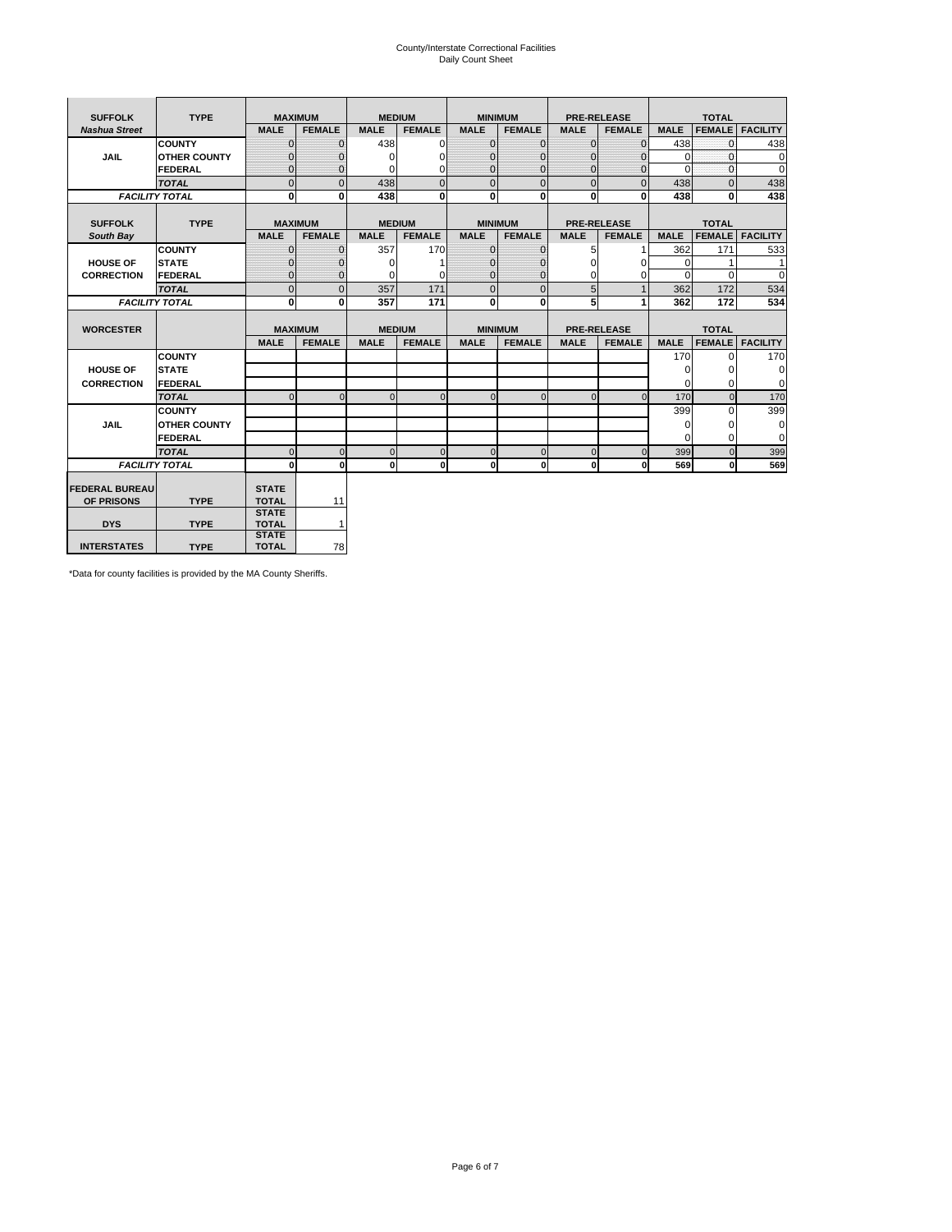County/Interstate Correctional Facilities
Daily Count Sheet

| SUFFOLK | TYPE | MAXIMUM | | MEDIUM | | MINIMUM | | PRE-RELEASE | | TOTAL | | |
|---|---|---|---|---|---|---|---|---|---|---|---|---|
| *Nashua Street* | | MALE | FEMALE | MALE | FEMALE | MALE | FEMALE | MALE | FEMALE | MALE | FEMALE | FACILITY |
| JAIL | COUNTY | 0 | 0 | 438 | 0 | 0 | 0 | 0 | 0 | 438 | 0 | 438 |
| | OTHER COUNTY | 0 | 0 | 0 | 0 | 0 | 0 | 0 | 0 | 0 | 0 | 0 |
| | FEDERAL | 0 | 0 | 0 | 0 | 0 | 0 | 0 | 0 | 0 | 0 | 0 |
| | *TOTAL* | 0 | 0 | 438 | 0 | 0 | 0 | 0 | 0 | 438 | 0 | 438 |
| *FACILITY TOTAL* | | 0 | 0 | 438 | 0 | 0 | 0 | 0 | 0 | 438 | 0 | 438 |

| SUFFOLK | TYPE | MAXIMUM | | MEDIUM | | MINIMUM | | PRE-RELEASE | | TOTAL | | |
|---|---|---|---|---|---|---|---|---|---|---|---|---|
| *South Bay* | | MALE | FEMALE | MALE | FEMALE | MALE | FEMALE | MALE | FEMALE | MALE | FEMALE | FACILITY |
| HOUSE OF CORRECTION | COUNTY | 0 | 0 | 357 | 170 | 0 | 0 | 5 | 1 | 362 | 171 | 533 |
| | STATE | 0 | 0 | 0 | 1 | 0 | 0 | 0 | 0 | 0 | 1 | 1 |
| | FEDERAL | 0 | 0 | 0 | 0 | 0 | 0 | 0 | 0 | 0 | 0 | 0 |
| | *TOTAL* | 0 | 0 | 357 | 171 | 0 | 0 | 5 | 1 | 362 | 172 | 534 |
| *FACILITY TOTAL* | | 0 | 0 | 357 | 171 | 0 | 0 | 5 | 1 | 362 | 172 | 534 |

| WORCESTER | | MAXIMUM | | MEDIUM | | MINIMUM | | PRE-RELEASE | | TOTAL | | |
|---|---|---|---|---|---|---|---|---|---|---|---|---|
| | | MALE | FEMALE | MALE | FEMALE | MALE | FEMALE | MALE | FEMALE | MALE | FEMALE | FACILITY |
| HOUSE OF CORRECTION | COUNTY | | | | | | | | | 170 | 0 | 170 |
| | STATE | | | | | | | | | 0 | 0 | 0 |
| | FEDERAL | | | | | | | | | 0 | 0 | 0 |
| | *TOTAL* | 0 | 0 | 0 | 0 | 0 | 0 | 0 | 0 | 170 | 0 | 170 |
| JAIL | COUNTY | | | | | | | | | 399 | 0 | 399 |
| | OTHER COUNTY | | | | | | | | | 0 | 0 | 0 |
| | FEDERAL | | | | | | | | | 0 | 0 | 0 |
| | *TOTAL* | 0 | 0 | 0 | 0 | 0 | 0 | 0 | 0 | 399 | 0 | 399 |
| *FACILITY TOTAL* | | 0 | 0 | 0 | 0 | 0 | 0 | 0 | 0 | 569 | 0 | 569 |

| | | | |
|---|---|---|---|
| FEDERAL BUREAU OF PRISONS | TYPE | STATE TOTAL | 11 |
| DYS | TYPE | STATE TOTAL | 1 |
| INTERSTATES | TYPE | STATE TOTAL | 78 |

*Data for county facilities is provided by the MA County Sheriffs.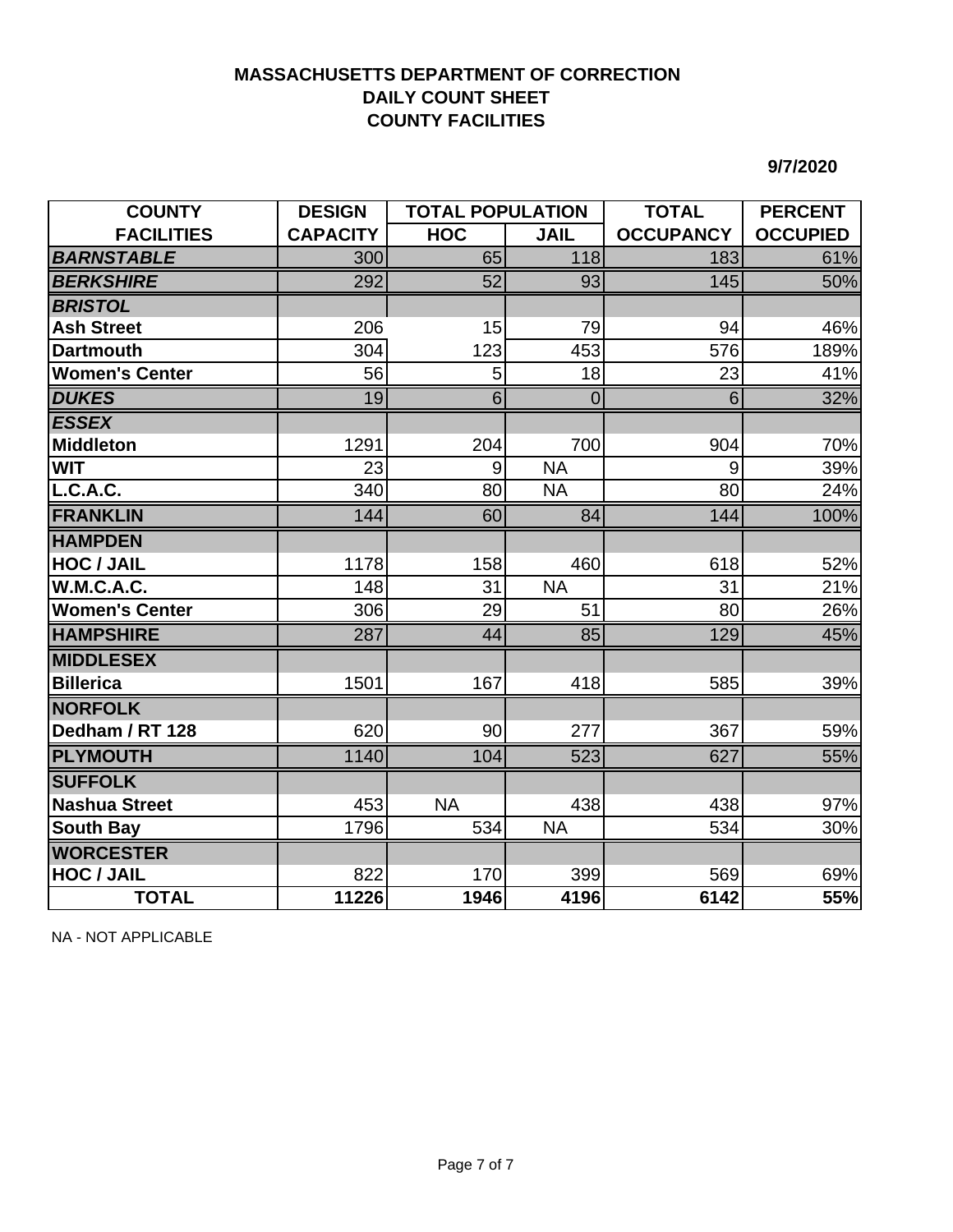# MASSACHUSETTS DEPARTMENT OF CORRECTION
## DAILY COUNT SHEET
## COUNTY FACILITIES

**9/7/2020**

| COUNTY FACILITIES | DESIGN CAPACITY | TOTAL POPULATION | | TOTAL OCCUPANCY | PERCENT OCCUPIED |
|---|---|---|---|---|---|
| | | HOC | JAIL | | |
| ***BARNSTABLE*** | 300 | 65 | 118 | 183 | 61% |
| ***BERKSHIRE*** | 292 | 52 | 93 | 145 | 50% |
| ***BRISTOL*** | | | | | |
| **Ash Street** | 206 | 15 | 79 | 94 | 46% |
| **Dartmouth** | 304 | 123 | 453 | 576 | 189% |
| **Women's Center** | 56 | 5 | 18 | 23 | 41% |
| ***DUKES*** | 19 | 6 | 0 | 6 | 32% |
| ***ESSEX*** | | | | | |
| **Middleton** | 1291 | 204 | 700 | 904 | 70% |
| **WIT** | 23 | 9 | NA | 9 | 39% |
| **L.C.A.C.** | 340 | 80 | NA | 80 | 24% |
| **FRANKLIN** | 144 | 60 | 84 | 144 | 100% |
| **HAMPDEN** | | | | | |
| **HOC / JAIL** | 1178 | 158 | 460 | 618 | 52% |
| **W.M.C.A.C.** | 148 | 31 | NA | 31 | 21% |
| **Women's Center** | 306 | 29 | 51 | 80 | 26% |
| **HAMPSHIRE** | 287 | 44 | 85 | 129 | 45% |
| **MIDDLESEX** | | | | | |
| **Billerica** | 1501 | 167 | 418 | 585 | 39% |
| **NORFOLK** | | | | | |
| **Dedham / RT 128** | 620 | 90 | 277 | 367 | 59% |
| **PLYMOUTH** | 1140 | 104 | 523 | 627 | 55% |
| **SUFFOLK** | | | | | |
| **Nashua Street** | 453 | NA | 438 | 438 | 97% |
| **South Bay** | 1796 | 534 | NA | 534 | 30% |
| **WORCESTER** | | | | | |
| **HOC / JAIL** | 822 | 170 | 399 | 569 | 69% |
| **TOTAL** | **11226** | **1946** | **4196** | **6142** | **55%** |

NA - NOT APPLICABLE